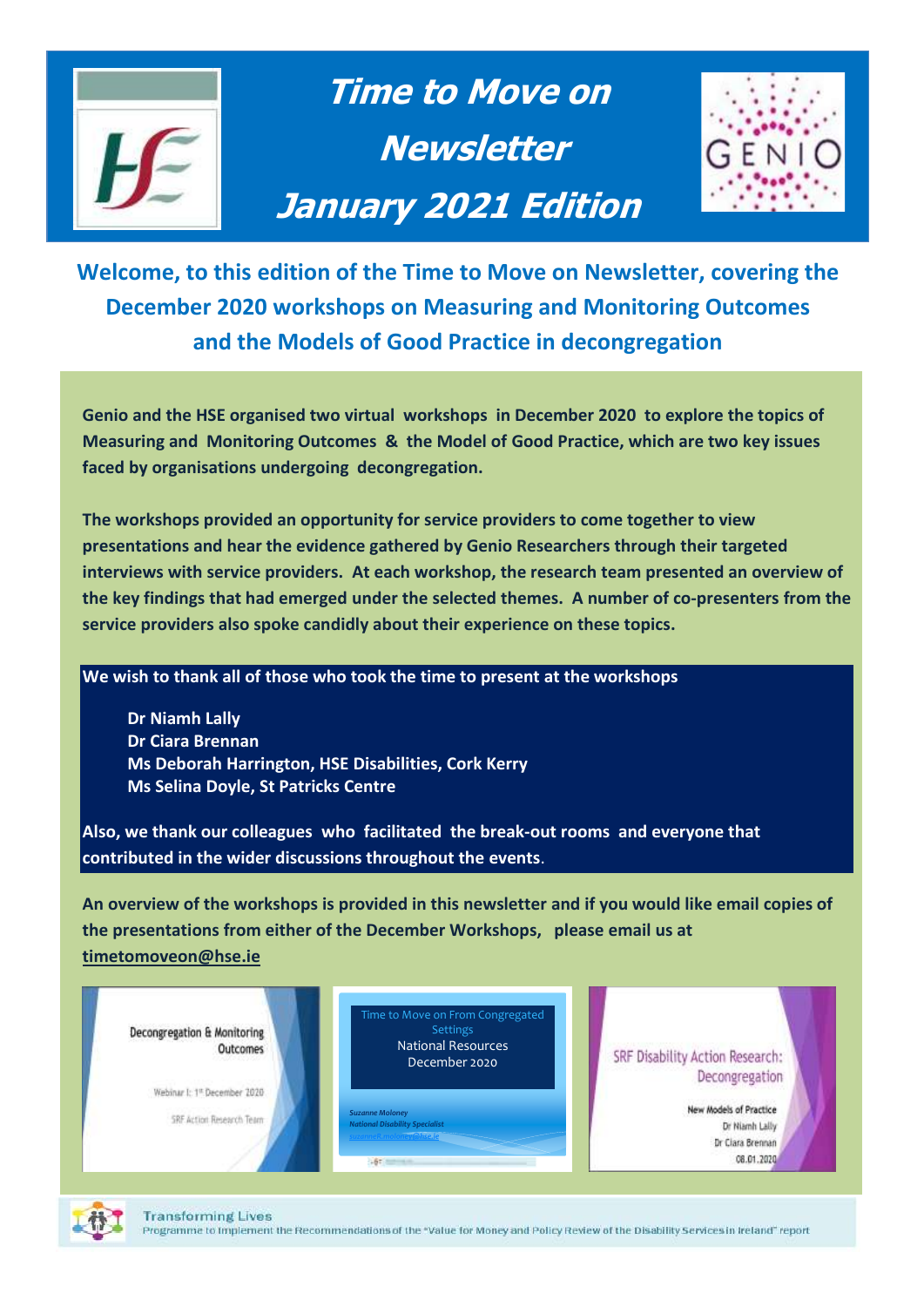# Time to Move on Newsletter January 2021 Edition

## Welcome, to this edition of the Time to Move on Newsletter, covering the December 2020 workshops on Measuring and Monitoring Outcomes and the Models of Good Practice in decongregation

**Genio and the HSE organised two virtual workshops in December 2020 to explore the topics of Measuring and Monitoring Outcomes & the Model of Good Practice, which are two key issues faced by organisations undergoing decongregation.**

**The workshops provided an opportunity for service providers to come together to view presentations and hear the evidence gathered by Genio Researchers through their targeted interviews with service providers. At each workshop, the research team presented an overview of the key findings that had emerged under the selected themes. A number of co-presenters from the service providers also spoke candidly about their experience on these topics.**

**We wish to thank all of those who took the time to present at the workshops**

- **Dr Niamh Lally**
- **Dr Ciara Brennan**
- **Ms Deborah Harrington, HSE Disabilities, Cork Kerry**
- **Ms Selina Doyle, St Patricks Centre**

**Also, we thank our colleagues who facilitated the break-out rooms and everyone that contributed in the wider discussions throughout the events.**

**An overview of the workshops is provided in this newsletter and if you would like email copies of the presentations from either of the December Workshops, please email us at [timetomoveon@hse.ie](mailto:timetomoveon@hse.ie)**

Decongregation & Monitoring Outcomes
Webinar I: 1st December 2020
SRF Action Research Team

Time to Move on From Congregated Settings
National Resources
December 2020
Suzanne Moloney
National Disability Specialist
suzanneM.moloney@hse.ie

SRF Disability Action Research: Decongregation
New Models of Practice
Dr Niamh Lally
Dr Ciara Brennan
08.01.2020

Transforming Lives
Programme to Implement the Recommendations of the "Value for Money and Policy Review of the Disability Services in Ireland" report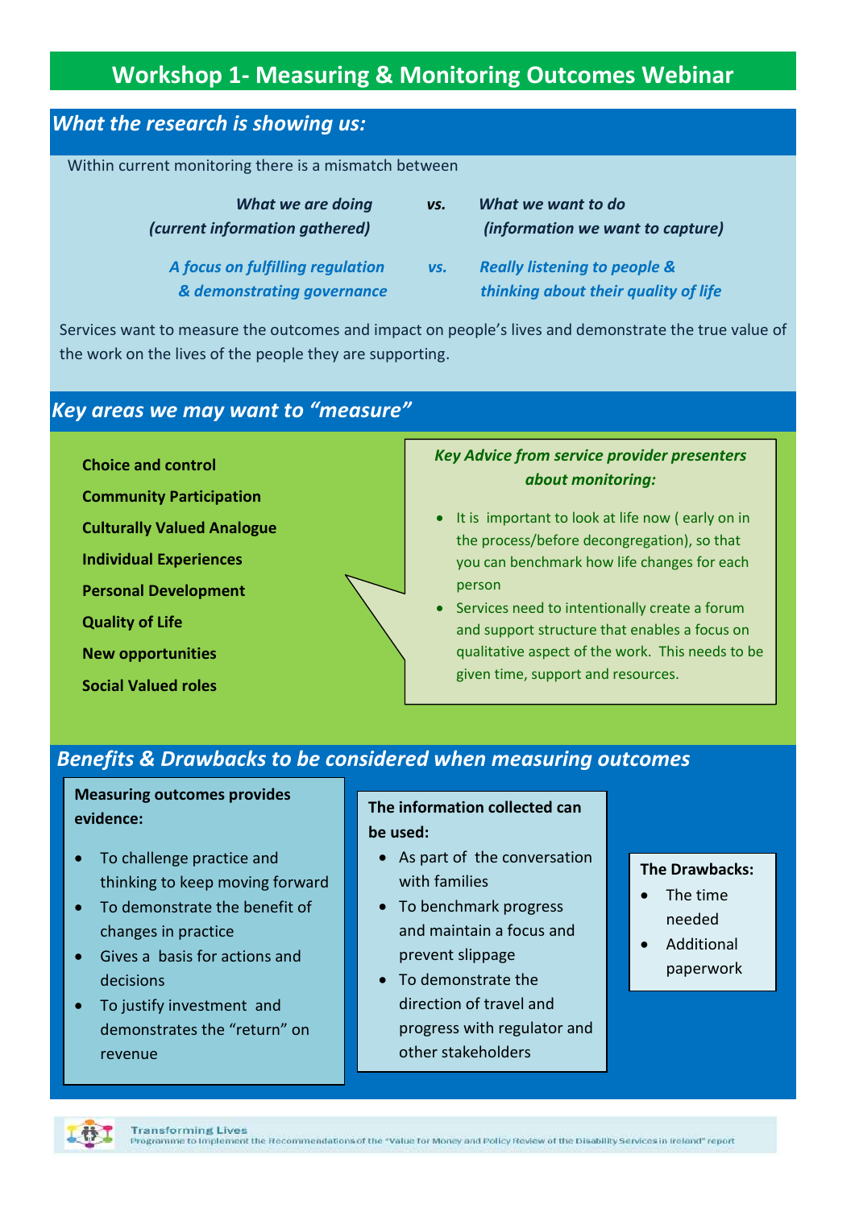# Workshop 1- Measuring & Monitoring Outcomes Webinar

## *What the research is showing us:*

Within current monitoring there is a mismatch between

| *What we are doing (current information gathered)* | *vs.* | *What we want to do (information we want to capture)* |
|---|---|---|
| ***A focus on fulfilling regulation & demonstrating governance*** | ***vs.*** | ***Really listening to people & thinking about their quality of life*** |

Services want to measure the outcomes and impact on people's lives and demonstrate the true value of the work on the lives of the people they are supporting.

## *Key areas we may want to "measure"*

**Choice and control**

**Community Participation**

**Culturally Valued Analogue**

**Individual Experiences**

**Personal Development**

**Quality of Life**

**New opportunities**

**Social Valued roles**

***Key Advice from service provider presenters about monitoring:***

- It is important to look at life now ( early on in the process/before decongregation), so that you can benchmark how life changes for each person
- Services need to intentionally create a forum and support structure that enables a focus on qualitative aspect of the work. This needs to be given time, support and resources.

## *Benefits & Drawbacks to be considered when measuring outcomes*

**Measuring outcomes provides evidence:**

- To challenge practice and thinking to keep moving forward
- To demonstrate the benefit of changes in practice
- Gives a basis for actions and decisions
- To justify investment and demonstrates the "return" on revenue

**The information collected can be used:**

- As part of the conversation with families
- To benchmark progress and maintain a focus and prevent slippage
- To demonstrate the direction of travel and progress with regulator and other stakeholders

**The Drawbacks:**

- The time needed
- Additional paperwork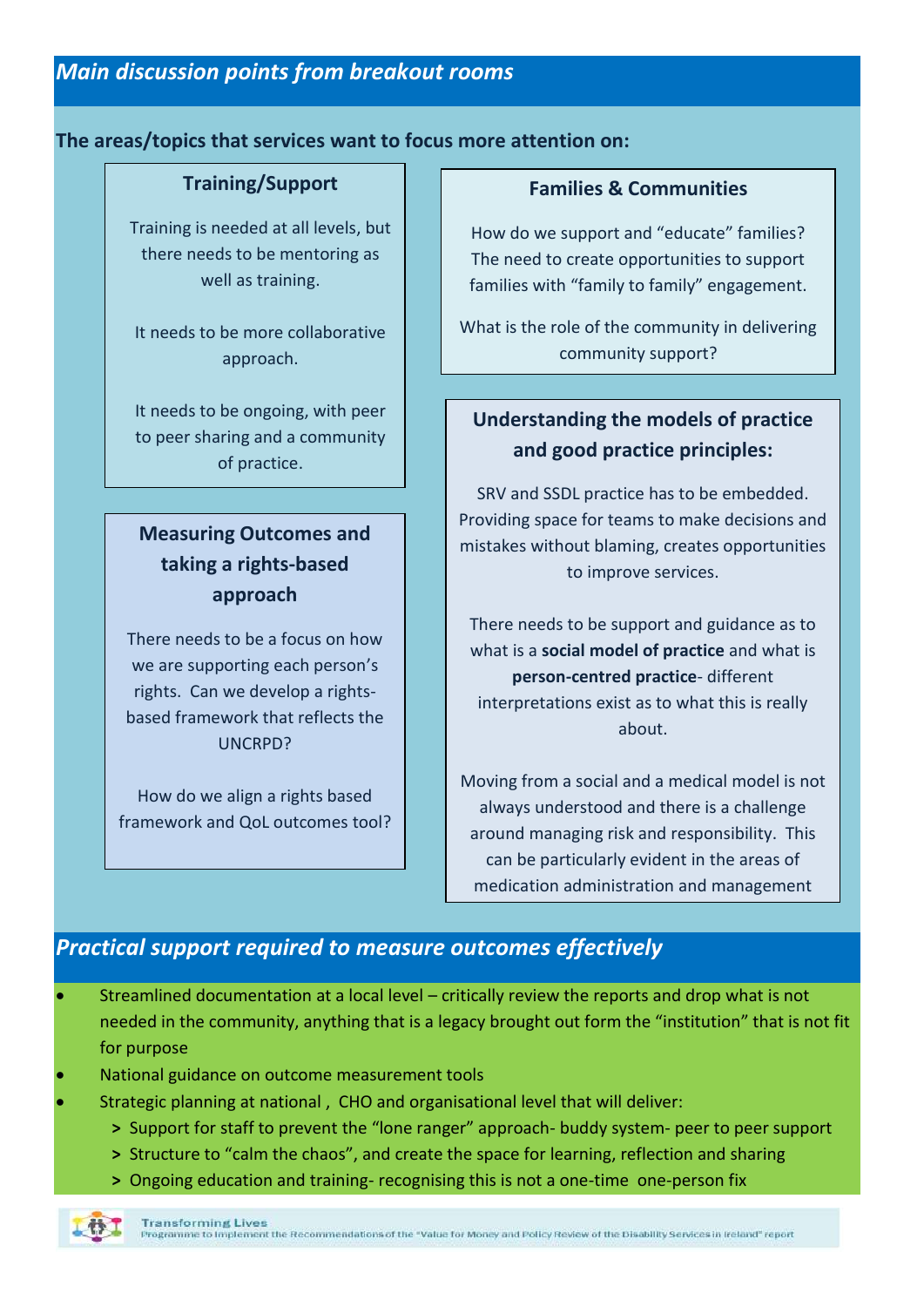## *Main discussion points from breakout rooms*

**The areas/topics that services want to focus more attention on:**

### Training/Support

Training is needed at all levels, but there needs to be mentoring as well as training.

It needs to be more collaborative approach.

It needs to be ongoing, with peer to peer sharing and a community of practice.

### Measuring Outcomes and taking a rights-based approach

There needs to be a focus on how we are supporting each person's rights. Can we develop a rights-based framework that reflects the UNCRPD?

How do we align a rights based framework and QoL outcomes tool?

### Families & Communities

How do we support and "educate" families? The need to create opportunities to support families with "family to family" engagement.

What is the role of the community in delivering community support?

### Understanding the models of practice and good practice principles:

SRV and SSDL practice has to be embedded. Providing space for teams to make decisions and mistakes without blaming, creates opportunities to improve services.

There needs to be support and guidance as to what is a **social model of practice** and what is **person-centred practice**- different interpretations exist as to what this is really about.

Moving from a social and a medical model is not always understood and there is a challenge around managing risk and responsibility. This can be particularly evident in the areas of medication administration and management

## *Practical support required to measure outcomes effectively*

- Streamlined documentation at a local level – critically review the reports and drop what is not needed in the community, anything that is a legacy brought out form the "institution" that is not fit for purpose
- National guidance on outcome measurement tools
- Strategic planning at national , CHO and organisational level that will deliver:
  - Support for staff to prevent the "lone ranger" approach- buddy system- peer to peer support
  - Structure to "calm the chaos", and create the space for learning, reflection and sharing
  - Ongoing education and training- recognising this is not a one-time one-person fix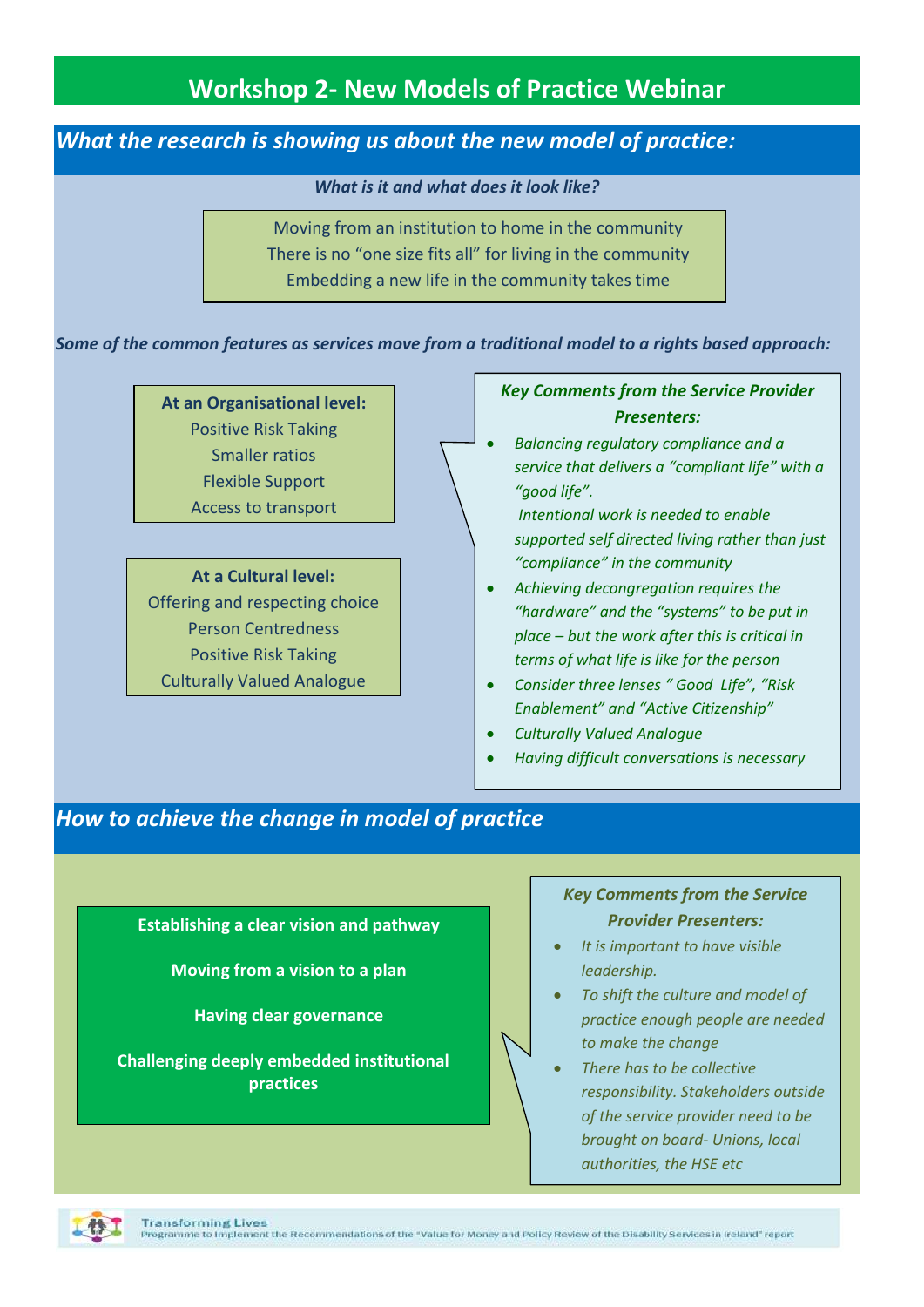# Workshop 2- New Models of Practice Webinar

## *What the research is showing us about the new model of practice:*

***What is it and what does it look like?***

Moving from an institution to home in the community
There is no "one size fits all" for living in the community
Embedding a new life in the community takes time

***Some of the common features as services move from a traditional model to a rights based approach:***

**At an Organisational level:**
Positive Risk Taking
Smaller ratios
Flexible Support
Access to transport

**At a Cultural level:**
Offering and respecting choice
Person Centredness
Positive Risk Taking
Culturally Valued Analogue

***Key Comments from the Service Provider Presenters:***

- *Balancing regulatory compliance and a service that delivers a "compliant life" with a "good life".*
  *Intentional work is needed to enable supported self directed living rather than just "compliance" in the community*
- *Achieving decongregation requires the "hardware" and the "systems" to be put in place – but the work after this is critical in terms of what life is like for the person*
- *Consider three lenses " Good Life", "Risk Enablement" and "Active Citizenship"*
- *Culturally Valued Analogue*
- *Having difficult conversations is necessary*

## *How to achieve the change in model of practice*

**Establishing a clear vision and pathway**

**Moving from a vision to a plan**

**Having clear governance**

**Challenging deeply embedded institutional practices**

***Key Comments from the Service Provider Presenters:***

- *It is important to have visible leadership.*
- *To shift the culture and model of practice enough people are needed to make the change*
- *There has to be collective responsibility. Stakeholders outside of the service provider need to be brought on board- Unions, local authorities, the HSE etc*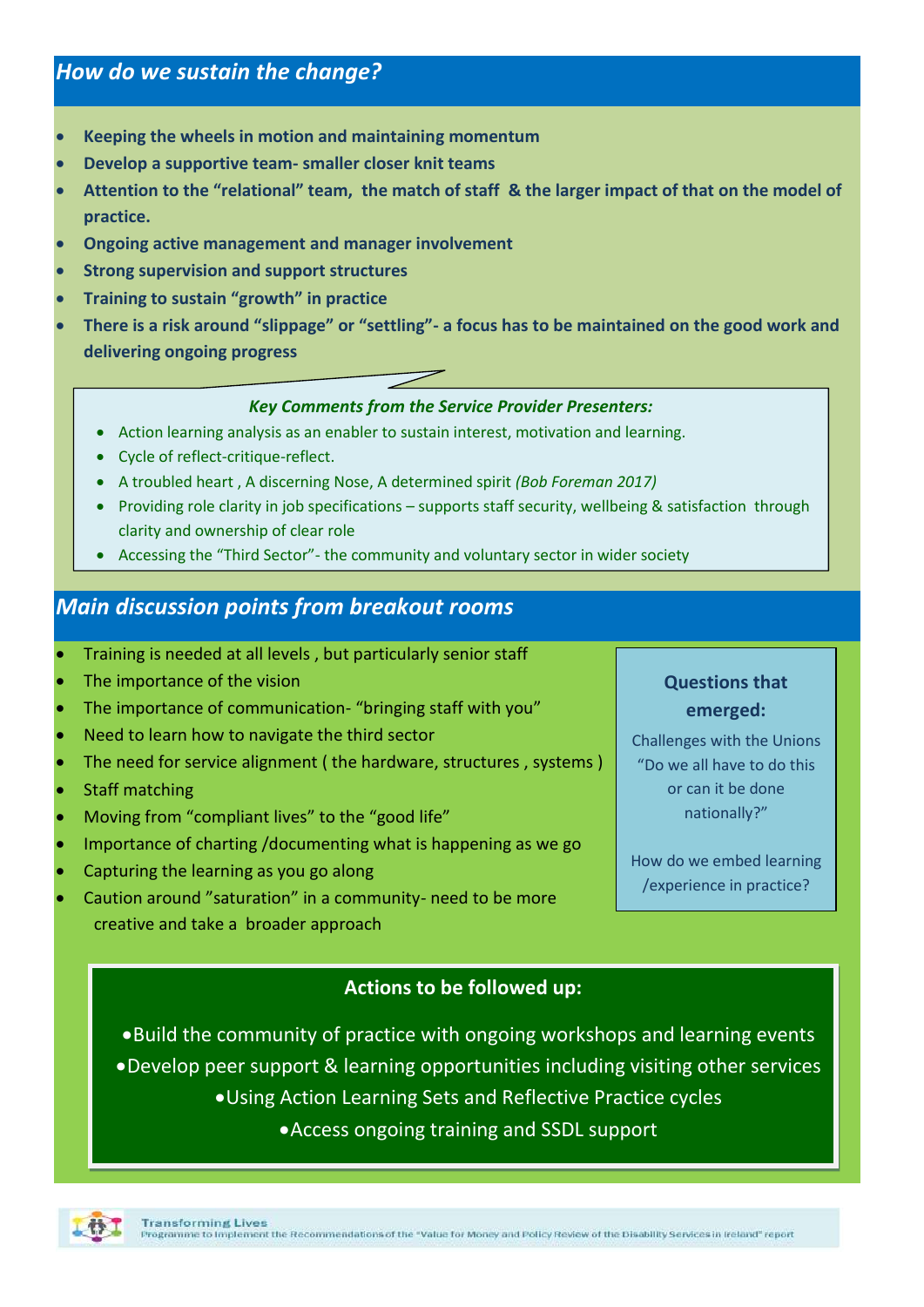## *How do we sustain the change?*

- **Keeping the wheels in motion and maintaining momentum**
- **Develop a supportive team- smaller closer knit teams**
- **Attention to the "relational" team, the match of staff & the larger impact of that on the model of practice.**
- **Ongoing active management and manager involvement**
- **Strong supervision and support structures**
- **Training to sustain "growth" in practice**
- **There is a risk around "slippage" or "settling"- a focus has to be maintained on the good work and delivering ongoing progress**

***Key Comments from the Service Provider Presenters:***

- Action learning analysis as an enabler to sustain interest, motivation and learning.
- Cycle of reflect-critique-reflect.
- A troubled heart , A discerning Nose, A determined spirit *(Bob Foreman 2017)*
- Providing role clarity in job specifications – supports staff security, wellbeing & satisfaction through clarity and ownership of clear role
- Accessing the "Third Sector"- the community and voluntary sector in wider society

## *Main discussion points from breakout rooms*

- Training is needed at all levels , but particularly senior staff
- The importance of the vision
- The importance of communication- "bringing staff with you"
- Need to learn how to navigate the third sector
- The need for service alignment ( the hardware, structures , systems )
- Staff matching
- Moving from "compliant lives" to the "good life"
- Importance of charting /documenting what is happening as we go
- Capturing the learning as you go along
- Caution around "saturation" in a community- need to be more creative and take a broader approach

**Questions that emerged:**

Challenges with the Unions "Do we all have to do this or can it be done nationally?"

How do we embed learning /experience in practice?

**Actions to be followed up:**

- Build the community of practice with ongoing workshops and learning events
- Develop peer support & learning opportunities including visiting other services
- Using Action Learning Sets and Reflective Practice cycles
- Access ongoing training and SSDL support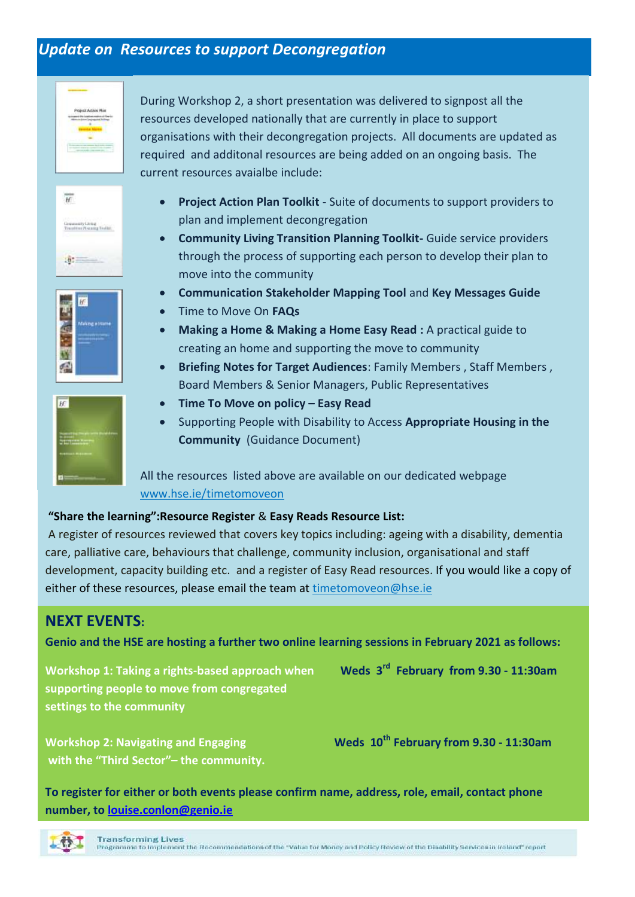## *Update on Resources to support Decongregation*

During Workshop 2, a short presentation was delivered to signpost all the resources developed nationally that are currently in place to support organisations with their decongregation projects. All documents are updated as required and additonal resources are being added on an ongoing basis. The current resources avaialbe include:

- **Project Action Plan Toolkit** - Suite of documents to support providers to plan and implement decongregation
- **Community Living Transition Planning Toolkit-** Guide service providers through the process of supporting each person to develop their plan to move into the community
- **Communication Stakeholder Mapping Tool** and **Key Messages Guide**
- Time to Move On **FAQs**
- **Making a Home & Making a Home Easy Read :** A practical guide to creating an home and supporting the move to community
- **Briefing Notes for Target Audiences**: Family Members , Staff Members , Board Members & Senior Managers, Public Representatives
- **Time To Move on policy – Easy Read**
- Supporting People with Disability to Access **Appropriate Housing in the Community** (Guidance Document)

All the resources listed above are available on our dedicated webpage www.hse.ie/timetomoveon

**"Share the learning":Resource Register** & **Easy Reads Resource List:**

A register of resources reviewed that covers key topics including: ageing with a disability, dementia care, palliative care, behaviours that challenge, community inclusion, organisational and staff development, capacity building etc. and a register of Easy Read resources. If you would like a copy of either of these resources, please email the team at timetomoveon@hse.ie

## NEXT EVENTS:

**Genio and the HSE are hosting a further two online learning sessions in February 2021 as follows:**

**Workshop 1: Taking a rights-based approach when supporting people to move from congregated settings to the community** — **Weds 3rd February from 9.30 - 11:30am**

**Workshop 2: Navigating and Engaging with the "Third Sector"– the community.** — **Weds 10th February from 9.30 - 11:30am**

**To register for either or both events please confirm name, address, role, email, contact phone number, to louise.conlon@genio.ie**

Transforming Lives
Programme to Implement the Recommendations of the "Value for Money and Policy Review of the Disability Services in Ireland" report